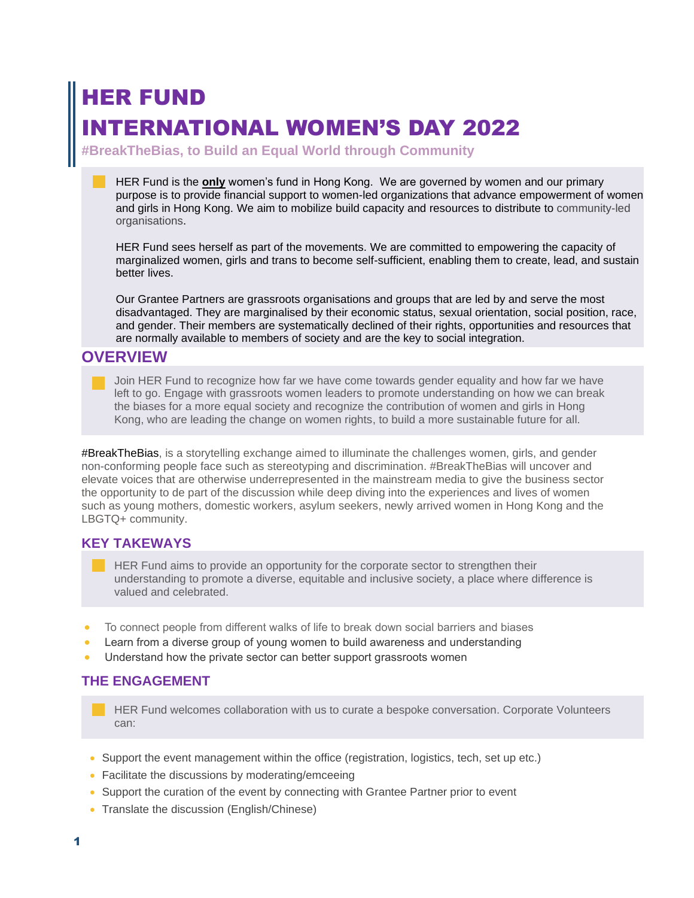# HER FUND

# INTERNATIONAL WOMEN'S DAY 2022

**#BreakTheBias, to Build an Equal World through Community**

HER Fund is the **only** women's fund in Hong Kong. We are governed by women and our primary purpose is to provide financial support to women-led organizations that advance empowerment of women and girls in Hong Kong. We aim to mobilize build capacity and resources to distribute to community-led organisations.

HER Fund sees herself as part of the movements. We are committed to empowering the capacity of marginalized women, girls and trans to become self-sufficient, enabling them to create, lead, and sustain better lives.

Our Grantee Partners are grassroots organisations and groups that are led by and serve the most disadvantaged. They are marginalised by their economic status, sexual orientation, social position, race, and gender. Their members are systematically declined of their rights, opportunities and resources that are normally available to members of society and are the key to social integration.

## OVERVIEW

Join HER Fund to recognize how far we have come towards gender equality and how far we have left to go. Engage with grassroots women leaders to promote understanding on how we can break the biases for a more equal society and recognize the contribution of women and girls in Hong Kong, who are leading the change on women rights, to build a more sustainable future for all.

#BreakTheBias, is a storytelling exchange aimed to illuminate the challenges women, girls, and gender non-conforming people face such as stereotyping and discrimination. #BreakTheBias will uncover and elevate voices that are otherwise underrepresented in the mainstream media to give the business sector the opportunity to de part of the discussion while deep diving into the experiences and lives of women such as young mothers, domestic workers, asylum seekers, newly arrived women in Hong Kong and the LBGTQ+ community.

## KEY TAKEWAYS

HER Fund aims to provide an opportunity for the corporate sector to strengthen their understanding to promote a diverse, equitable and inclusive society, a place where difference is valued and celebrated.

- To connect people from different walks of life to break down social barriers and biases
- Learn from a diverse group of young women to build awareness and understanding
- Understand how the private sector can better support grassroots women

## THE ENGAGEMENT

HER Fund welcomes collaboration with us to curate a bespoke conversation. Corporate Volunteers can:

- Support the event management within the office (registration, logistics, tech, set up etc.)
- Facilitate the discussions by moderating/emceeing
- Support the curation of the event by connecting with Grantee Partner prior to event
- Translate the discussion (English/Chinese)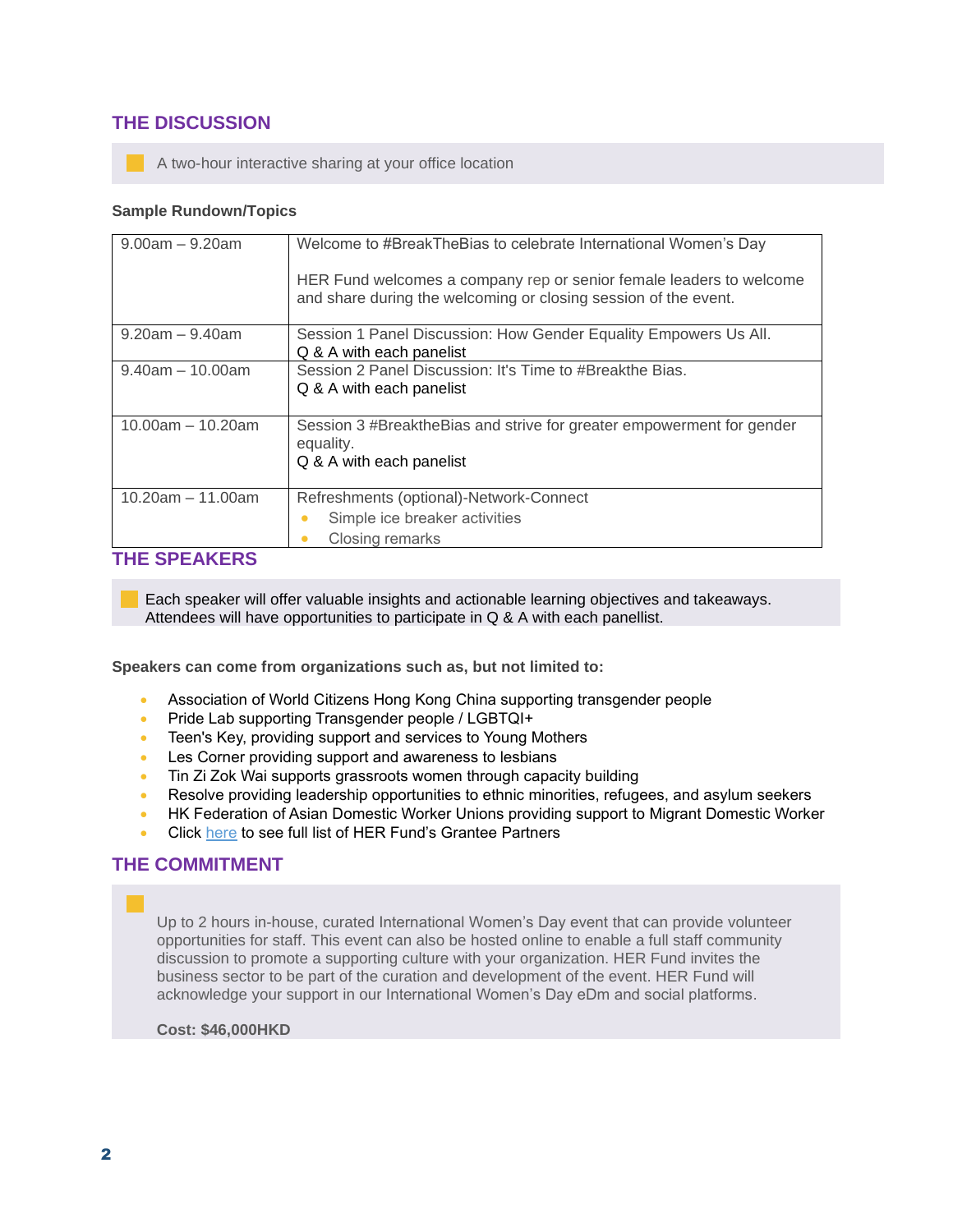## THE DISCUSSION

A two-hour interactive sharing at your office location

**Sample Rundown/Topics**

| | |
|---|---|
| 9.00am – 9.20am | Welcome to #BreakTheBias to celebrate International Women's Day<br><br>HER Fund welcomes a company rep or senior female leaders to welcome and share during the welcoming or closing session of the event. |
| 9.20am – 9.40am | Session 1 Panel Discussion: How Gender Equality Empowers Us All.<br>Q & A with each panelist |
| 9.40am – 10.00am | Session 2 Panel Discussion: It's Time to #Breakthe Bias.<br>Q & A with each panelist |
| 10.00am – 10.20am | Session 3 #BreaktheBias and strive for greater empowerment for gender equality.<br>Q & A with each panelist |
| 10.20am – 11.00am | Refreshments (optional)-Network-Connect<br>• Simple ice breaker activities<br>• Closing remarks |

## THE SPEAKERS

Each speaker will offer valuable insights and actionable learning objectives and takeaways. Attendees will have opportunities to participate in Q & A with each panellist.

**Speakers can come from organizations such as, but not limited to:**

- Association of World Citizens Hong Kong China supporting transgender people
- Pride Lab supporting Transgender people / LGBTQI+
- Teen's Key, providing support and services to Young Mothers
- Les Corner providing support and awareness to lesbians
- Tin Zi Zok Wai supports grassroots women through capacity building
- Resolve providing leadership opportunities to ethnic minorities, refugees, and asylum seekers
- HK Federation of Asian Domestic Worker Unions providing support to Migrant Domestic Worker
- Click here to see full list of HER Fund's Grantee Partners

## THE COMMITMENT

Up to 2 hours in-house, curated International Women's Day event that can provide volunteer opportunities for staff. This event can also be hosted online to enable a full staff community discussion to promote a supporting culture with your organization. HER Fund invites the business sector to be part of the curation and development of the event. HER Fund will acknowledge your support in our International Women's Day eDm and social platforms.

**Cost: $46,000HKD**